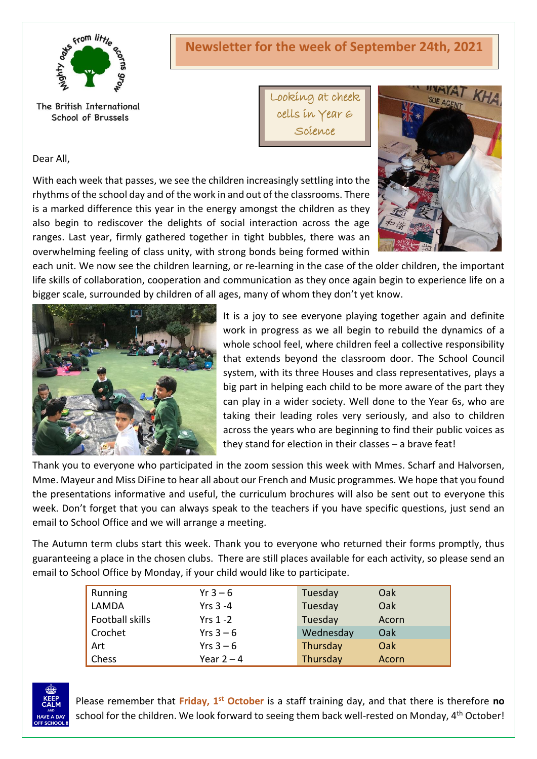The British International School of Brussels

# Newsletter for the week of September 24th, 2021

Looking at cheek cells in Year 6 Science

Dear All,

With each week that passes, we see the children increasingly settling into the rhythms of the school day and of the work in and out of the classrooms. There is a marked difference this year in the energy amongst the children as they also begin to rediscover the delights of social interaction across the age ranges. Last year, firmly gathered together in tight bubbles, there was an overwhelming feeling of class unity, with strong bonds being formed within each unit. We now see the children learning, or re-learning in the case of the older children, the important life skills of collaboration, cooperation and communication as they once again begin to experience life on a bigger scale, surrounded by children of all ages, many of whom they don't yet know.

It is a joy to see everyone playing together again and definite work in progress as we all begin to rebuild the dynamics of a whole school feel, where children feel a collective responsibility that extends beyond the classroom door. The School Council system, with its three Houses and class representatives, plays a big part in helping each child to be more aware of the part they can play in a wider society. Well done to the Year 6s, who are taking their leading roles very seriously, and also to children across the years who are beginning to find their public voices as they stand for election in their classes – a brave feat!

Thank you to everyone who participated in the zoom session this week with Mmes. Scharf and Halvorsen, Mme. Mayeur and Miss DiFine to hear all about our French and Music programmes. We hope that you found the presentations informative and useful, the curriculum brochures will also be sent out to everyone this week. Don't forget that you can always speak to the teachers if you have specific questions, just send an email to School Office and we will arrange a meeting.

The Autumn term clubs start this week. Thank you to everyone who returned their forms promptly, thus guaranteeing a place in the chosen clubs. There are still places available for each activity, so please send an email to School Office by Monday, if your child would like to participate.

| Club | Years | Day | Room |
|---|---|---|---|
| Running | Yr 3 – 6 | Tuesday | Oak |
| LAMDA | Yrs 3 -4 | Tuesday | Oak |
| Football skills | Yrs 1 -2 | Tuesday | Acorn |
| Crochet | Yrs 3 – 6 | Wednesday | Oak |
| Art | Yrs 3 – 6 | Thursday | Oak |
| Chess | Year 2 – 4 | Thursday | Acorn |

Please remember that **Friday, 1st October** is a staff training day, and that there is therefore **no** school for the children. We look forward to seeing them back well-rested on Monday, 4th October!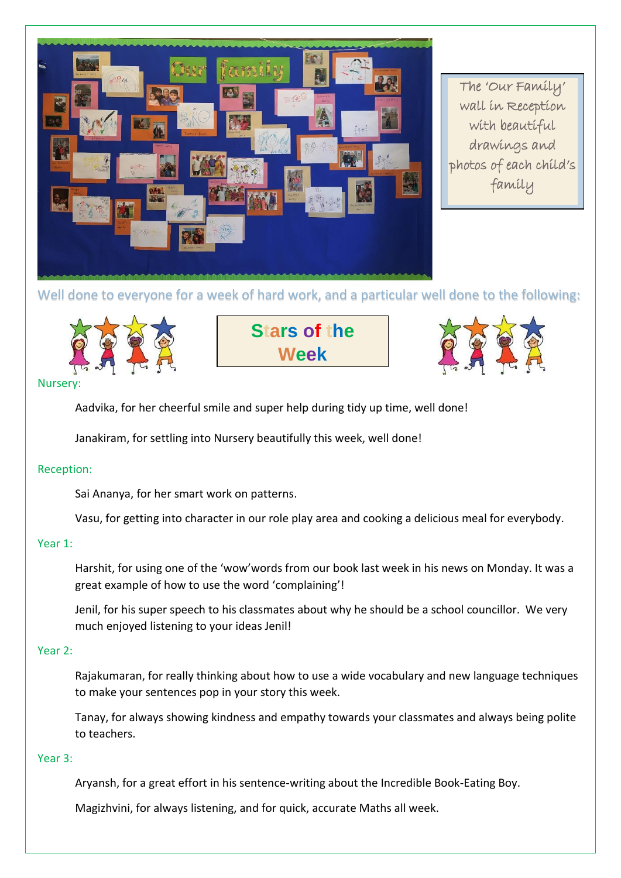The 'Our Family' wall in Reception with beautiful drawings and photos of each child's family

Well done to everyone for a week of hard work, and a particular well done to the following:

## Stars of the Week

Nursery:

Aadvika, for her cheerful smile and super help during tidy up time, well done!

Janakiram, for settling into Nursery beautifully this week, well done!

Reception:

Sai Ananya, for her smart work on patterns.

Vasu, for getting into character in our role play area and cooking a delicious meal for everybody.

Year 1:

Harshit, for using one of the 'wow'words from our book last week in his news on Monday. It was a great example of how to use the word 'complaining'!

Jenil, for his super speech to his classmates about why he should be a school councillor. We very much enjoyed listening to your ideas Jenil!

Year 2:

Rajakumaran, for really thinking about how to use a wide vocabulary and new language techniques to make your sentences pop in your story this week.

Tanay, for always showing kindness and empathy towards your classmates and always being polite to teachers.

Year 3:

Aryansh, for a great effort in his sentence-writing about the Incredible Book-Eating Boy.

Magizhvini, for always listening, and for quick, accurate Maths all week.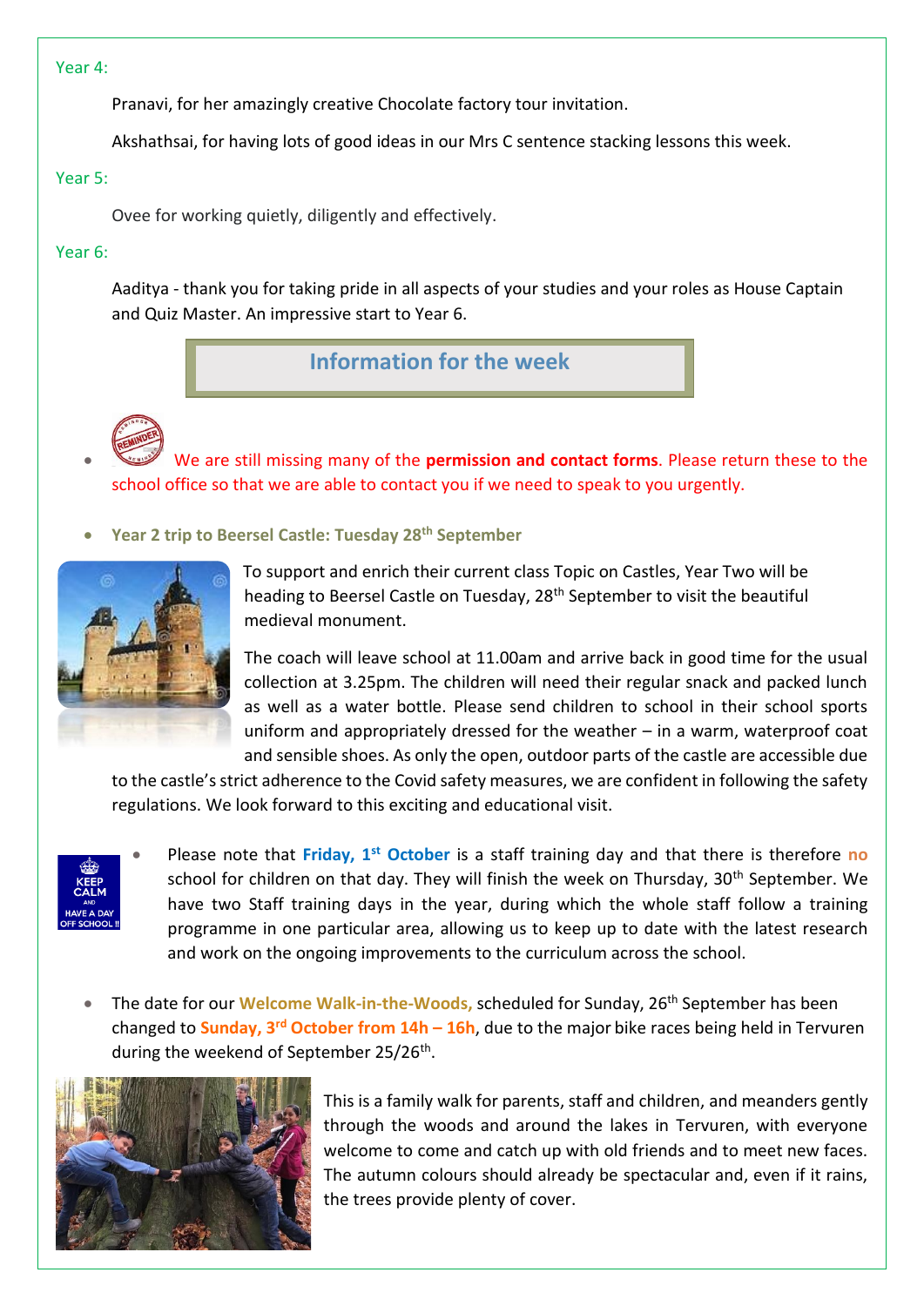Year 4:

Pranavi, for her amazingly creative Chocolate factory tour invitation.

Akshathsai, for having lots of good ideas in our Mrs C sentence stacking lessons this week.

Year 5:

Ovee for working quietly, diligently and effectively.

Year 6:

Aaditya - thank you for taking pride in all aspects of your studies and your roles as House Captain and Quiz Master. An impressive start to Year 6.

## Information for the week

- We are still missing many of the **permission and contact forms**. Please return these to the school office so that we are able to contact you if we need to speak to you urgently.

- **Year 2 trip to Beersel Castle: Tuesday 28th September**

To support and enrich their current class Topic on Castles, Year Two will be heading to Beersel Castle on Tuesday, 28th September to visit the beautiful medieval monument.

The coach will leave school at 11.00am and arrive back in good time for the usual collection at 3.25pm. The children will need their regular snack and packed lunch as well as a water bottle. Please send children to school in their school sports uniform and appropriately dressed for the weather – in a warm, waterproof coat and sensible shoes. As only the open, outdoor parts of the castle are accessible due to the castle's strict adherence to the Covid safety measures, we are confident in following the safety regulations. We look forward to this exciting and educational visit.

- Please note that **Friday, 1st October** is a staff training day and that there is therefore **no** school for children on that day. They will finish the week on Thursday, 30th September. We have two Staff training days in the year, during which the whole staff follow a training programme in one particular area, allowing us to keep up to date with the latest research and work on the ongoing improvements to the curriculum across the school.

- The date for our **Welcome Walk-in-the-Woods,** scheduled for Sunday, 26th September has been changed to **Sunday, 3rd October from 14h – 16h**, due to the major bike races being held in Tervuren during the weekend of September 25/26th.

This is a family walk for parents, staff and children, and meanders gently through the woods and around the lakes in Tervuren, with everyone welcome to come and catch up with old friends and to meet new faces. The autumn colours should already be spectacular and, even if it rains, the trees provide plenty of cover.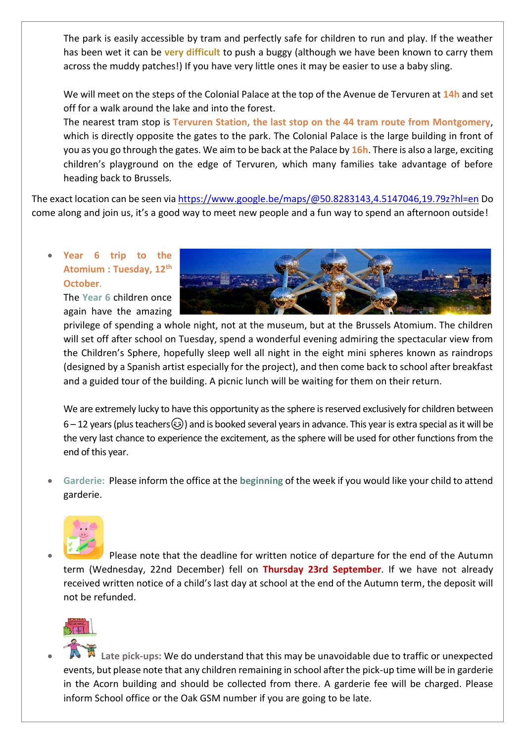The park is easily accessible by tram and perfectly safe for children to run and play. If the weather has been wet it can be **very difficult** to push a buggy (although we have been known to carry them across the muddy patches!) If you have very little ones it may be easier to use a baby sling.

We will meet on the steps of the Colonial Palace at the top of the Avenue de Tervuren at **14h** and set off for a walk around the lake and into the forest.
The nearest tram stop is **Tervuren Station, the last stop on the 44 tram route from Montgomery**, which is directly opposite the gates to the park. The Colonial Palace is the large building in front of you as you go through the gates. We aim to be back at the Palace by **16h**. There is also a large, exciting children's playground on the edge of Tervuren, which many families take advantage of before heading back to Brussels.

The exact location can be seen via https://www.google.be/maps/@50.8283143,4.5147046,19.79z?hl=en Do come along and join us, it's a good way to meet new people and a fun way to spend an afternoon outside!

- **Year 6 trip to the Atomium : Tuesday, 12th October.**
  The **Year 6** children once again have the amazing privilege of spending a whole night, not at the museum, but at the Brussels Atomium. The children will set off after school on Tuesday, spend a wonderful evening admiring the spectacular view from the Children's Sphere, hopefully sleep well all night in the eight mini spheres known as raindrops (designed by a Spanish artist especially for the project), and then come back to school after breakfast and a guided tour of the building. A picnic lunch will be waiting for them on their return.

  We are extremely lucky to have this opportunity as the sphere is reserved exclusively for children between 6 – 12 years (plus teachers☺) and is booked several years in advance. This year is extra special as it will be the very last chance to experience the excitement, as the sphere will be used for other functions from the end of this year.

- **Garderie:** Please inform the office at the **beginning** of the week if you would like your child to attend garderie.

- Please note that the deadline for written notice of departure for the end of the Autumn term (Wednesday, 22nd December) fell on **Thursday 23rd September**. If we have not already received written notice of a child's last day at school at the end of the Autumn term, the deposit will not be refunded.

- **Late pick-ups:** We do understand that this may be unavoidable due to traffic or unexpected events, but please note that any children remaining in school after the pick-up time will be in garderie in the Acorn building and should be collected from there. A garderie fee will be charged. Please inform School office or the Oak GSM number if you are going to be late.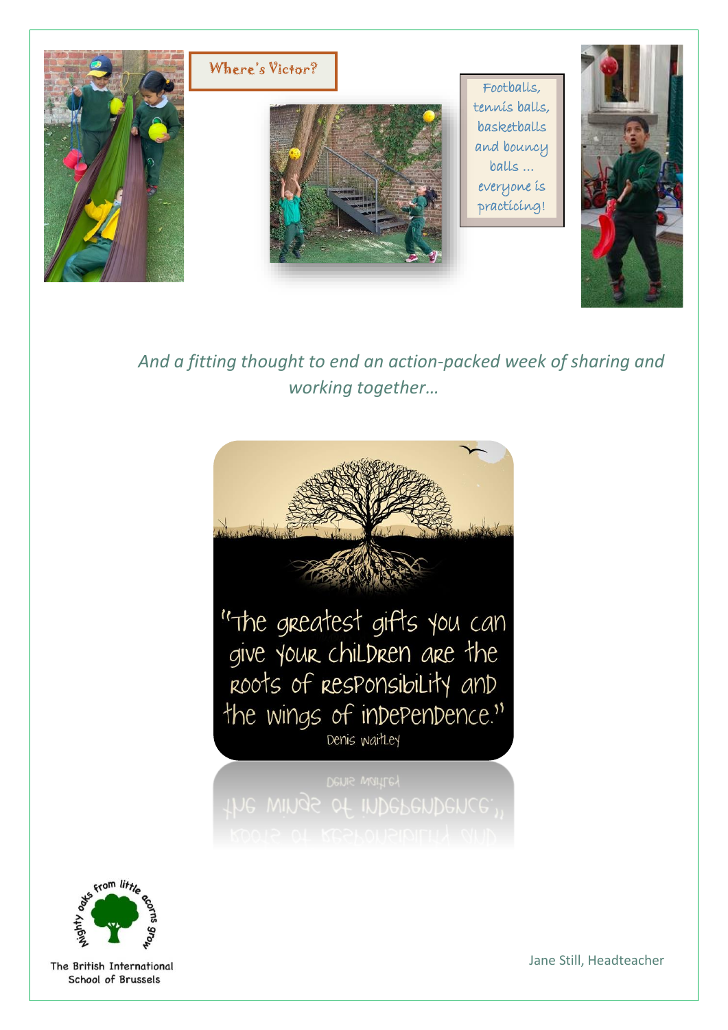Where's Victor?

Footballs, tennis balls, basketballs and bouncy balls … everyone is practicing!

*And a fitting thought to end an action-packed week of sharing and working together…*

"The greatest gifts you can give your children are the roots of responsibility and the wings of independence."
Denis Waitley

Mighty oaks from little acorns grow

The British International School of Brussels

Jane Still, Headteacher